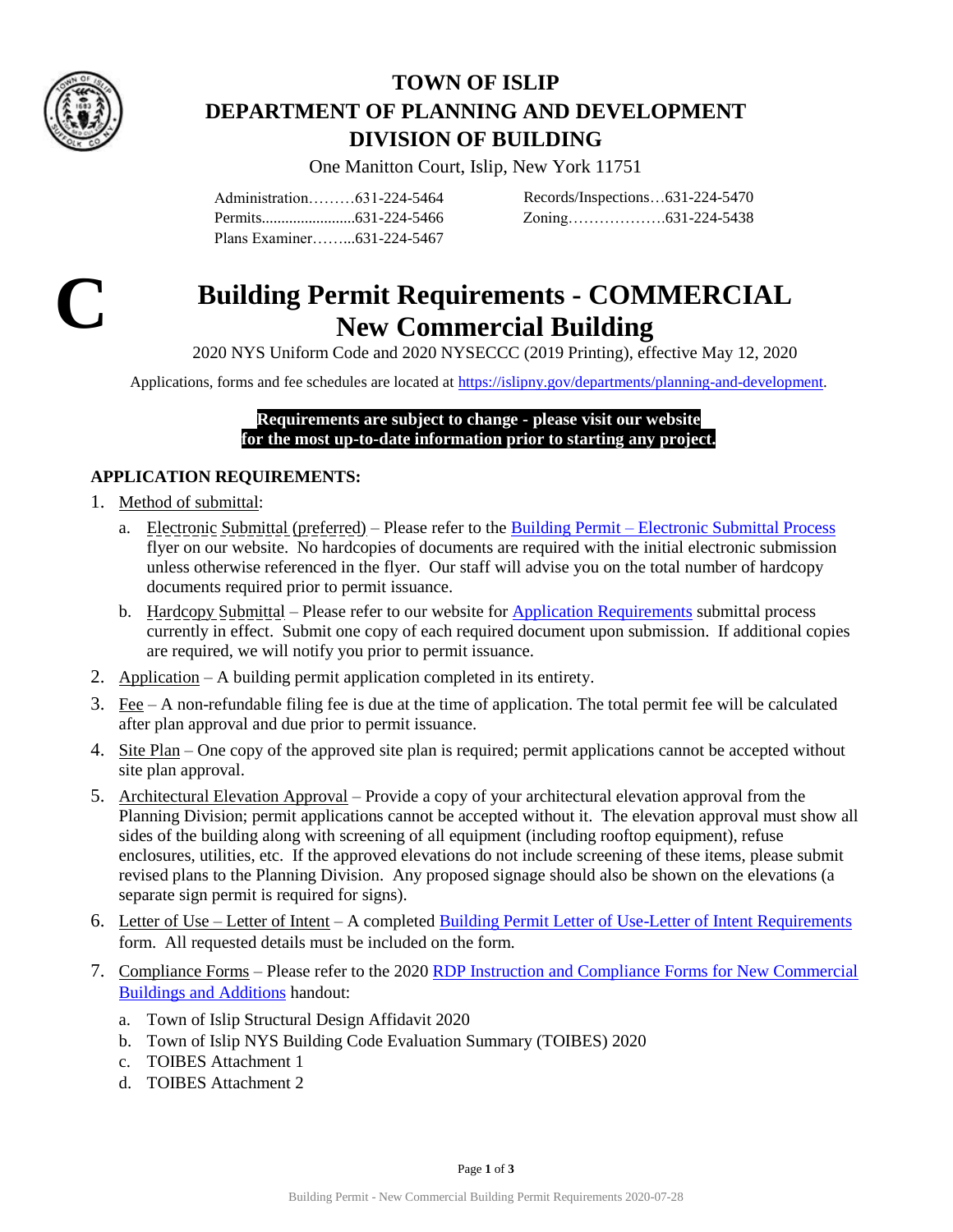# TOWN OF ISLIP
# DEPARTMENT OF PLANNING AND DEVELOPMENT
# DIVISION OF BUILDING

One Manitton Court, Islip, New York 11751

Administration………631-224-5464
Permits........................631-224-5466
Plans Examiner……...631-224-5467

Records/Inspections…631-224-5470
Zoning……………….631-224-5438

**C**

## Building Permit Requirements - COMMERCIAL
## New Commercial Building

2020 NYS Uniform Code and 2020 NYSECCC (2019 Printing), effective May 12, 2020

Applications, forms and fee schedules are located at https://islipny.gov/departments/planning-and-development.

**Requirements are subject to change - please visit our website for the most up-to-date information prior to starting any project.**

### APPLICATION REQUIREMENTS:

1. Method of submittal:
   a. Electronic Submittal (preferred) – Please refer to the Building Permit – Electronic Submittal Process flyer on our website. No hardcopies of documents are required with the initial electronic submission unless otherwise referenced in the flyer. Our staff will advise you on the total number of hardcopy documents required prior to permit issuance.
   b. Hardcopy Submittal – Please refer to our website for Application Requirements submittal process currently in effect. Submit one copy of each required document upon submission. If additional copies are required, we will notify you prior to permit issuance.
2. Application – A building permit application completed in its entirety.
3. Fee – A non-refundable filing fee is due at the time of application. The total permit fee will be calculated after plan approval and due prior to permit issuance.
4. Site Plan – One copy of the approved site plan is required; permit applications cannot be accepted without site plan approval.
5. Architectural Elevation Approval – Provide a copy of your architectural elevation approval from the Planning Division; permit applications cannot be accepted without it. The elevation approval must show all sides of the building along with screening of all equipment (including rooftop equipment), refuse enclosures, utilities, etc. If the approved elevations do not include screening of these items, please submit revised plans to the Planning Division. Any proposed signage should also be shown on the elevations (a separate sign permit is required for signs).
6. Letter of Use – Letter of Intent – A completed Building Permit Letter of Use-Letter of Intent Requirements form. All requested details must be included on the form.
7. Compliance Forms – Please refer to the 2020 RDP Instruction and Compliance Forms for New Commercial Buildings and Additions handout:
   a. Town of Islip Structural Design Affidavit 2020
   b. Town of Islip NYS Building Code Evaluation Summary (TOIBES) 2020
   c. TOIBES Attachment 1
   d. TOIBES Attachment 2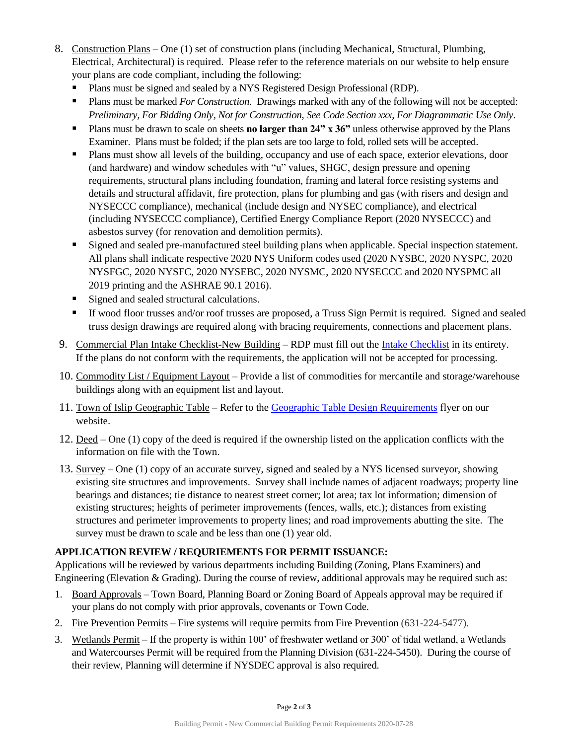8. <u>Construction Plans</u> – One (1) set of construction plans (including Mechanical, Structural, Plumbing, Electrical, Architectural) is required. Please refer to the reference materials on our website to help ensure your plans are code compliant, including the following:
   - Plans must be signed and sealed by a NYS Registered Design Professional (RDP).
   - Plans <u>must</u> be marked *For Construction*. Drawings marked with any of the following will <u>not</u> be accepted: *Preliminary, For Bidding Only, Not for Construction, See Code Section xxx, For Diagrammatic Use Only*.
   - Plans must be drawn to scale on sheets **no larger than 24" x 36"** unless otherwise approved by the Plans Examiner. Plans must be folded; if the plan sets are too large to fold, rolled sets will be accepted.
   - Plans must show all levels of the building, occupancy and use of each space, exterior elevations, door (and hardware) and window schedules with "u" values, SHGC, design pressure and opening requirements, structural plans including foundation, framing and lateral force resisting systems and details and structural affidavit, fire protection, plans for plumbing and gas (with risers and design and NYSECCC compliance), mechanical (include design and NYSEC compliance), and electrical (including NYSECCC compliance), Certified Energy Compliance Report (2020 NYSECCC) and asbestos survey (for renovation and demolition permits).
   - Signed and sealed pre-manufactured steel building plans when applicable. Special inspection statement. All plans shall indicate respective 2020 NYS Uniform codes used (2020 NYSBC, 2020 NYSPC, 2020 NYSFGC, 2020 NYSFC, 2020 NYSEBC, 2020 NYSMC, 2020 NYSECCC and 2020 NYSPMC all 2019 printing and the ASHRAE 90.1 2016).
   - Signed and sealed structural calculations.
   - If wood floor trusses and/or roof trusses are proposed, a Truss Sign Permit is required. Signed and sealed truss design drawings are required along with bracing requirements, connections and placement plans.
9. <u>Commercial Plan Intake Checklist-New Building</u> – RDP must fill out the [Intake Checklist] in its entirety. If the plans do not conform with the requirements, the application will not be accepted for processing.
10. <u>Commodity List / Equipment Layout</u> – Provide a list of commodities for mercantile and storage/warehouse buildings along with an equipment list and layout.
11. <u>Town of Islip Geographic Table</u> – Refer to the [Geographic Table Design Requirements] flyer on our website.
12. <u>Deed</u> – One (1) copy of the deed is required if the ownership listed on the application conflicts with the information on file with the Town.
13. <u>Survey</u> – One (1) copy of an accurate survey, signed and sealed by a NYS licensed surveyor, showing existing site structures and improvements. Survey shall include names of adjacent roadways; property line bearings and distances; tie distance to nearest street corner; lot area; tax lot information; dimension of existing structures; heights of perimeter improvements (fences, walls, etc.); distances from existing structures and perimeter improvements to property lines; and road improvements abutting the site. The survey must be drawn to scale and be less than one (1) year old.

**APPLICATION REVIEW / REQURIEMENTS FOR PERMIT ISSUANCE:**

Applications will be reviewed by various departments including Building (Zoning, Plans Examiners) and Engineering (Elevation & Grading). During the course of review, additional approvals may be required such as:

1. <u>Board Approvals</u> – Town Board, Planning Board or Zoning Board of Appeals approval may be required if your plans do not comply with prior approvals, covenants or Town Code.
2. <u>Fire Prevention Permits</u> – Fire systems will require permits from Fire Prevention (631-224-5477).
3. <u>Wetlands Permit</u> – If the property is within 100' of freshwater wetland or 300' of tidal wetland, a Wetlands and Watercourses Permit will be required from the Planning Division (631-224-5450). During the course of their review, Planning will determine if NYSDEC approval is also required.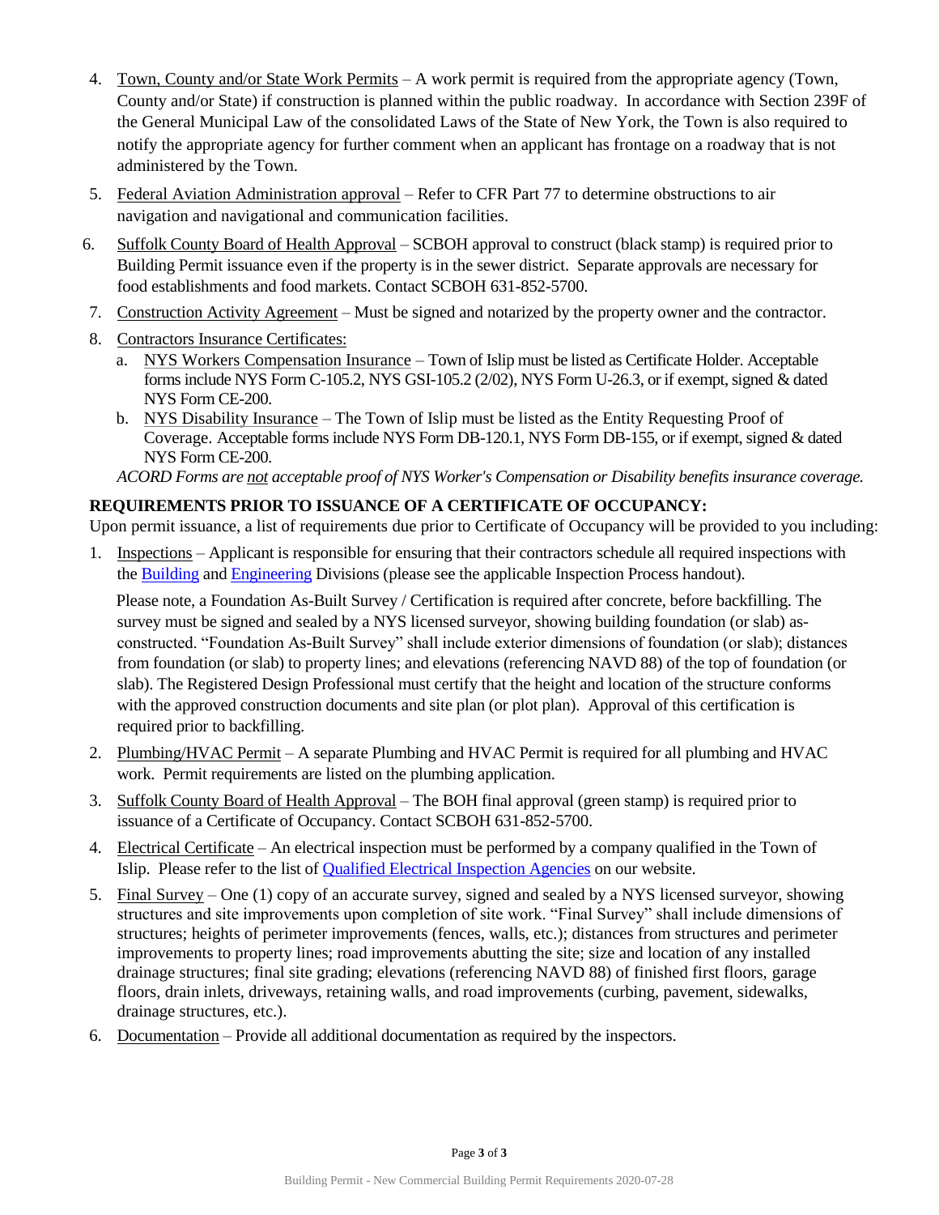4. Town, County and/or State Work Permits – A work permit is required from the appropriate agency (Town, County and/or State) if construction is planned within the public roadway. In accordance with Section 239F of the General Municipal Law of the consolidated Laws of the State of New York, the Town is also required to notify the appropriate agency for further comment when an applicant has frontage on a roadway that is not administered by the Town.
5. Federal Aviation Administration approval – Refer to CFR Part 77 to determine obstructions to air navigation and navigational and communication facilities.
6. Suffolk County Board of Health Approval – SCBOH approval to construct (black stamp) is required prior to Building Permit issuance even if the property is in the sewer district. Separate approvals are necessary for food establishments and food markets. Contact SCBOH 631-852-5700.
7. Construction Activity Agreement – Must be signed and notarized by the property owner and the contractor.
8. Contractors Insurance Certificates:
   a. NYS Workers Compensation Insurance – Town of Islip must be listed as Certificate Holder. Acceptable forms include NYS Form C-105.2, NYS GSI-105.2 (2/02), NYS Form U-26.3, or if exempt, signed & dated NYS Form CE-200.
   b. NYS Disability Insurance – The Town of Islip must be listed as the Entity Requesting Proof of Coverage. Acceptable forms include NYS Form DB-120.1, NYS Form DB-155, or if exempt, signed & dated NYS Form CE-200.

   *ACORD Forms are not acceptable proof of NYS Worker's Compensation or Disability benefits insurance coverage.*

**REQUIREMENTS PRIOR TO ISSUANCE OF A CERTIFICATE OF OCCUPANCY:**

Upon permit issuance, a list of requirements due prior to Certificate of Occupancy will be provided to you including:

1. Inspections – Applicant is responsible for ensuring that their contractors schedule all required inspections with the Building and Engineering Divisions (please see the applicable Inspection Process handout).

   Please note, a Foundation As-Built Survey / Certification is required after concrete, before backfilling. The survey must be signed and sealed by a NYS licensed surveyor, showing building foundation (or slab) as-constructed. "Foundation As-Built Survey" shall include exterior dimensions of foundation (or slab); distances from foundation (or slab) to property lines; and elevations (referencing NAVD 88) of the top of foundation (or slab). The Registered Design Professional must certify that the height and location of the structure conforms with the approved construction documents and site plan (or plot plan). Approval of this certification is required prior to backfilling.
2. Plumbing/HVAC Permit – A separate Plumbing and HVAC Permit is required for all plumbing and HVAC work. Permit requirements are listed on the plumbing application.
3. Suffolk County Board of Health Approval – The BOH final approval (green stamp) is required prior to issuance of a Certificate of Occupancy. Contact SCBOH 631-852-5700.
4. Electrical Certificate – An electrical inspection must be performed by a company qualified in the Town of Islip. Please refer to the list of Qualified Electrical Inspection Agencies on our website.
5. Final Survey – One (1) copy of an accurate survey, signed and sealed by a NYS licensed surveyor, showing structures and site improvements upon completion of site work. "Final Survey" shall include dimensions of structures; heights of perimeter improvements (fences, walls, etc.); distances from structures and perimeter improvements to property lines; road improvements abutting the site; size and location of any installed drainage structures; final site grading; elevations (referencing NAVD 88) of finished first floors, garage floors, drain inlets, driveways, retaining walls, and road improvements (curbing, pavement, sidewalks, drainage structures, etc.).
6. Documentation – Provide all additional documentation as required by the inspectors.